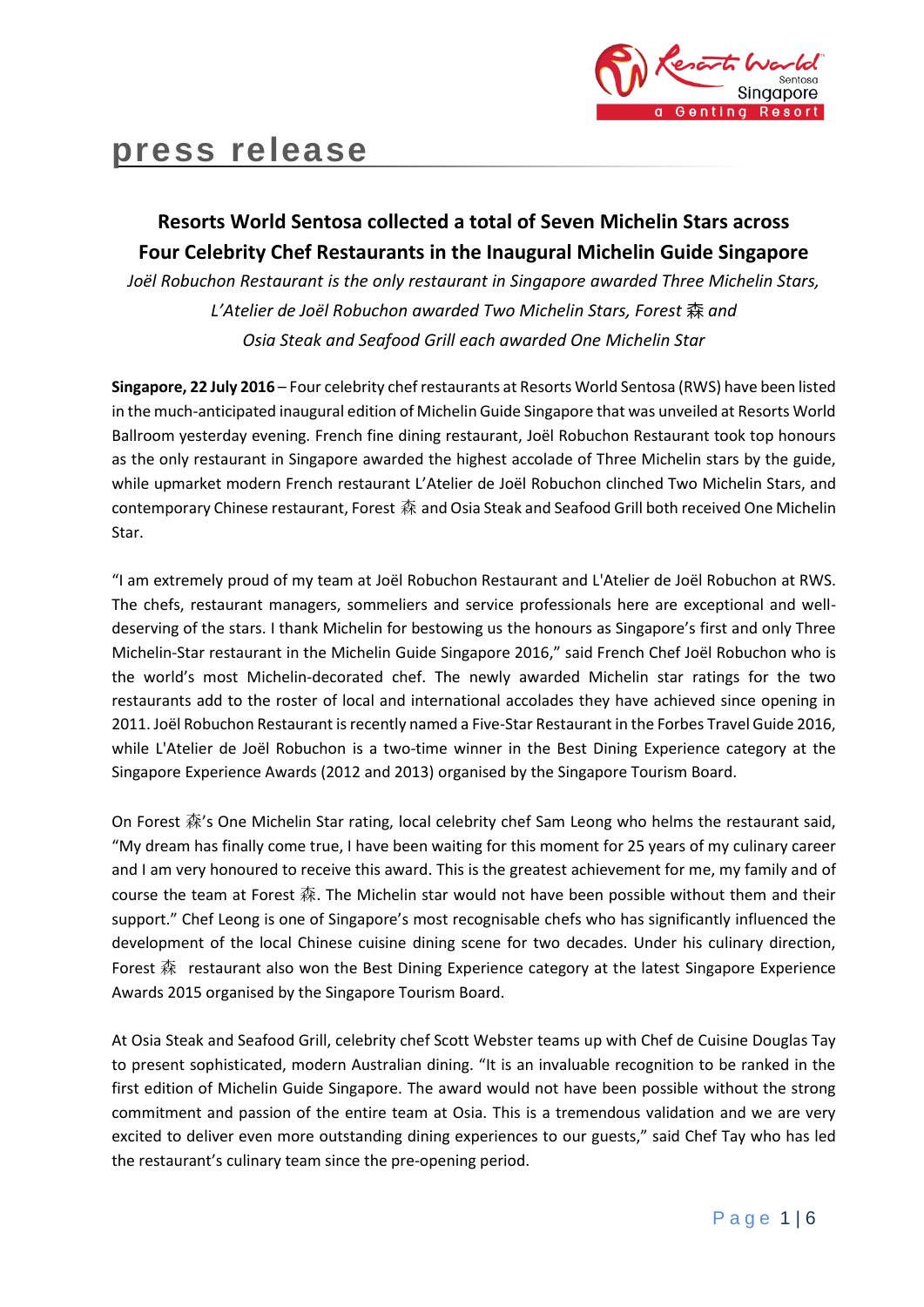# press release

## Resorts World Sentosa collected a total of Seven Michelin Stars across Four Celebrity Chef Restaurants in the Inaugural Michelin Guide Singapore

*Joël Robuchon Restaurant is the only restaurant in Singapore awarded Three Michelin Stars, L'Atelier de Joël Robuchon awarded Two Michelin Stars, Forest 森 and Osia Steak and Seafood Grill each awarded One Michelin Star*

**Singapore, 22 July 2016** – Four celebrity chef restaurants at Resorts World Sentosa (RWS) have been listed in the much-anticipated inaugural edition of Michelin Guide Singapore that was unveiled at Resorts World Ballroom yesterday evening. French fine dining restaurant, Joël Robuchon Restaurant took top honours as the only restaurant in Singapore awarded the highest accolade of Three Michelin stars by the guide, while upmarket modern French restaurant L'Atelier de Joël Robuchon clinched Two Michelin Stars, and contemporary Chinese restaurant, Forest 森 and Osia Steak and Seafood Grill both received One Michelin Star.

"I am extremely proud of my team at Joël Robuchon Restaurant and L'Atelier de Joël Robuchon at RWS. The chefs, restaurant managers, sommeliers and service professionals here are exceptional and well-deserving of the stars. I thank Michelin for bestowing us the honours as Singapore's first and only Three Michelin-Star restaurant in the Michelin Guide Singapore 2016," said French Chef Joël Robuchon who is the world's most Michelin-decorated chef. The newly awarded Michelin star ratings for the two restaurants add to the roster of local and international accolades they have achieved since opening in 2011. Joël Robuchon Restaurant is recently named a Five-Star Restaurant in the Forbes Travel Guide 2016, while L'Atelier de Joël Robuchon is a two-time winner in the Best Dining Experience category at the Singapore Experience Awards (2012 and 2013) organised by the Singapore Tourism Board.

On Forest 森's One Michelin Star rating, local celebrity chef Sam Leong who helms the restaurant said, "My dream has finally come true, I have been waiting for this moment for 25 years of my culinary career and I am very honoured to receive this award. This is the greatest achievement for me, my family and of course the team at Forest 森. The Michelin star would not have been possible without them and their support." Chef Leong is one of Singapore's most recognisable chefs who has significantly influenced the development of the local Chinese cuisine dining scene for two decades. Under his culinary direction, Forest 森 restaurant also won the Best Dining Experience category at the latest Singapore Experience Awards 2015 organised by the Singapore Tourism Board.

At Osia Steak and Seafood Grill, celebrity chef Scott Webster teams up with Chef de Cuisine Douglas Tay to present sophisticated, modern Australian dining. "It is an invaluable recognition to be ranked in the first edition of Michelin Guide Singapore. The award would not have been possible without the strong commitment and passion of the entire team at Osia. This is a tremendous validation and we are very excited to deliver even more outstanding dining experiences to our guests," said Chef Tay who has led the restaurant's culinary team since the pre-opening period.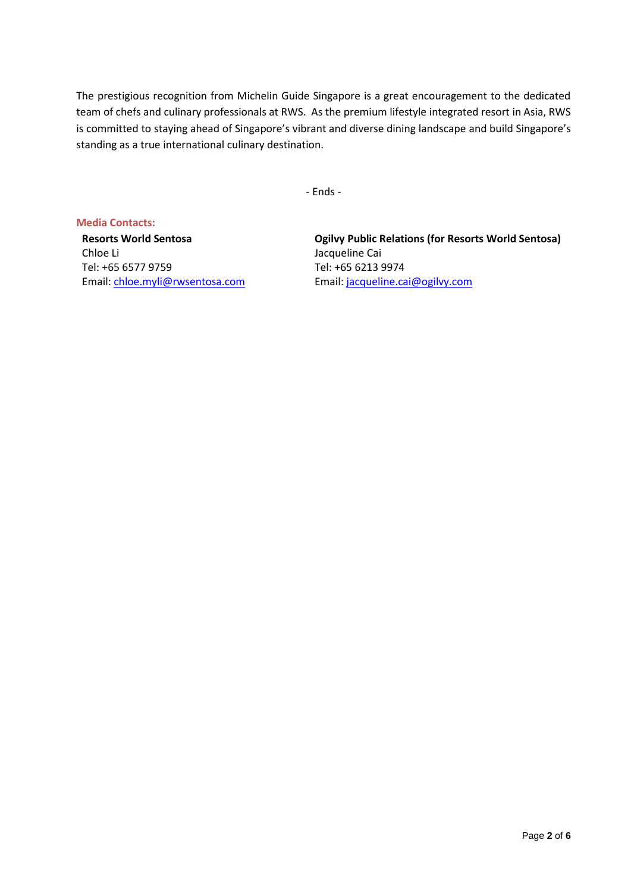The prestigious recognition from Michelin Guide Singapore is a great encouragement to the dedicated team of chefs and culinary professionals at RWS. As the premium lifestyle integrated resort in Asia, RWS is committed to staying ahead of Singapore's vibrant and diverse dining landscape and build Singapore's standing as a true international culinary destination.

- Ends -

**Media Contacts:**

**Resorts World Sentosa**
Chloe Li
Tel: +65 6577 9759
Email: chloe.myli@rwsentosa.com

**Ogilvy Public Relations (for Resorts World Sentosa)**
Jacqueline Cai
Tel: +65 6213 9974
Email: jacqueline.cai@ogilvy.com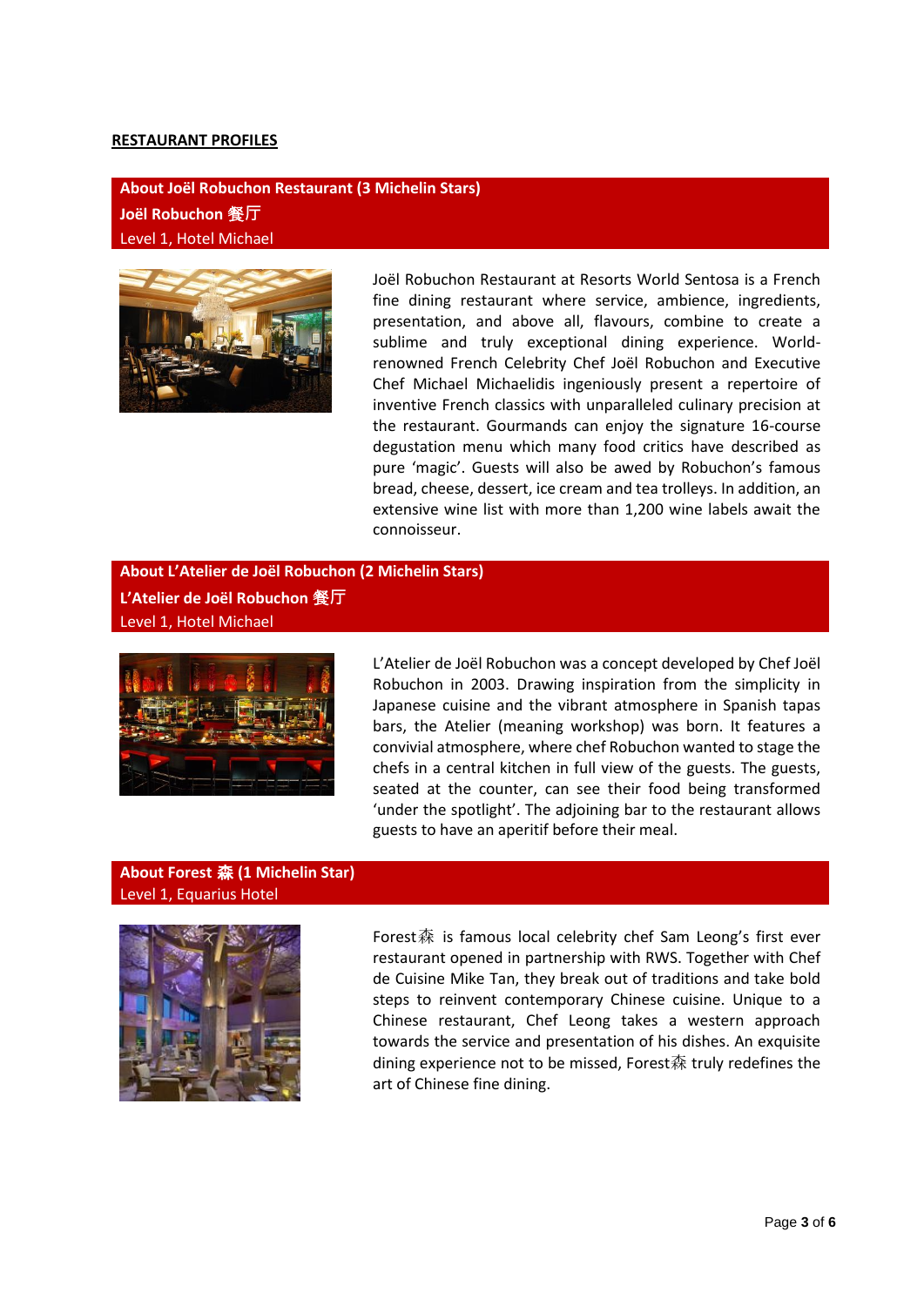## RESTAURANT PROFILES

### About Joël Robuchon Restaurant (3 Michelin Stars)

**Joël Robuchon 餐厅**

Level 1, Hotel Michael

Joël Robuchon Restaurant at Resorts World Sentosa is a French fine dining restaurant where service, ambience, ingredients, presentation, and above all, flavours, combine to create a sublime and truly exceptional dining experience. World-renowned French Celebrity Chef Joël Robuchon and Executive Chef Michael Michaelidis ingeniously present a repertoire of inventive French classics with unparalleled culinary precision at the restaurant. Gourmands can enjoy the signature 16-course degustation menu which many food critics have described as pure 'magic'. Guests will also be awed by Robuchon's famous bread, cheese, dessert, ice cream and tea trolleys. In addition, an extensive wine list with more than 1,200 wine labels await the connoisseur.

### About L'Atelier de Joël Robuchon (2 Michelin Stars)

**L'Atelier de Joël Robuchon 餐厅**

Level 1, Hotel Michael

L'Atelier de Joël Robuchon was a concept developed by Chef Joël Robuchon in 2003. Drawing inspiration from the simplicity in Japanese cuisine and the vibrant atmosphere in Spanish tapas bars, the Atelier (meaning workshop) was born. It features a convivial atmosphere, where chef Robuchon wanted to stage the chefs in a central kitchen in full view of the guests. The guests, seated at the counter, can see their food being transformed 'under the spotlight'. The adjoining bar to the restaurant allows guests to have an aperitif before their meal.

### About Forest 森 (1 Michelin Star)

Level 1, Equarius Hotel

Forest森 is famous local celebrity chef Sam Leong's first ever restaurant opened in partnership with RWS. Together with Chef de Cuisine Mike Tan, they break out of traditions and take bold steps to reinvent contemporary Chinese cuisine. Unique to a Chinese restaurant, Chef Leong takes a western approach towards the service and presentation of his dishes. An exquisite dining experience not to be missed, Forest森 truly redefines the art of Chinese fine dining.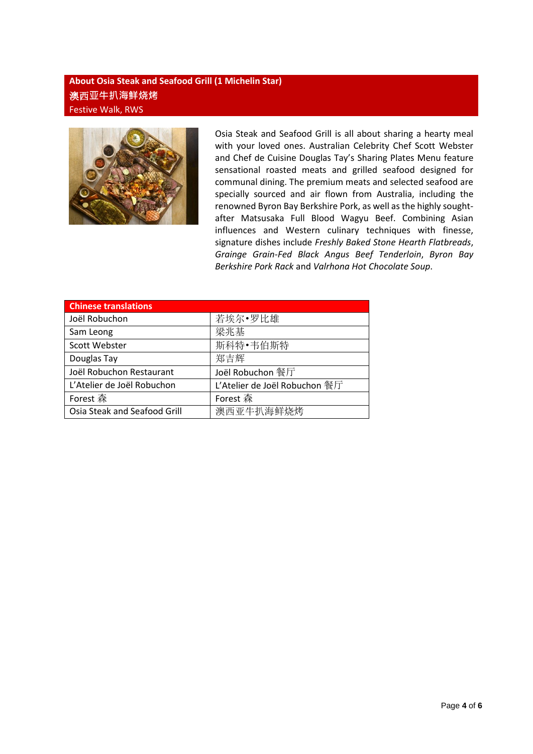## About Osia Steak and Seafood Grill (1 Michelin Star)

**澳西亚牛扒海鲜烧烤**

Festive Walk, RWS

Osia Steak and Seafood Grill is all about sharing a hearty meal with your loved ones. Australian Celebrity Chef Scott Webster and Chef de Cuisine Douglas Tay's Sharing Plates Menu feature sensational roasted meats and grilled seafood designed for communal dining. The premium meats and selected seafood are specially sourced and air flown from Australia, including the renowned Byron Bay Berkshire Pork, as well as the highly sought-after Matsusaka Full Blood Wagyu Beef. Combining Asian influences and Western culinary techniques with finesse, signature dishes include *Freshly Baked Stone Hearth Flatbreads*, *Grainge Grain-Fed Black Angus Beef Tenderloin*, *Byron Bay Berkshire Pork Rack* and *Valrhona Hot Chocolate Soup*.

| Chinese translations | |
|---|---|
| Joël Robuchon | 若埃尔•罗比雄 |
| Sam Leong | 梁兆基 |
| Scott Webster | 斯科特•韦伯斯特 |
| Douglas Tay | 郑吉辉 |
| Joël Robuchon Restaurant | Joël Robuchon 餐厅 |
| L'Atelier de Joël Robuchon | L'Atelier de Joël Robuchon 餐厅 |
| Forest 森 | Forest 森 |
| Osia Steak and Seafood Grill | 澳西亚牛扒海鲜烧烤 |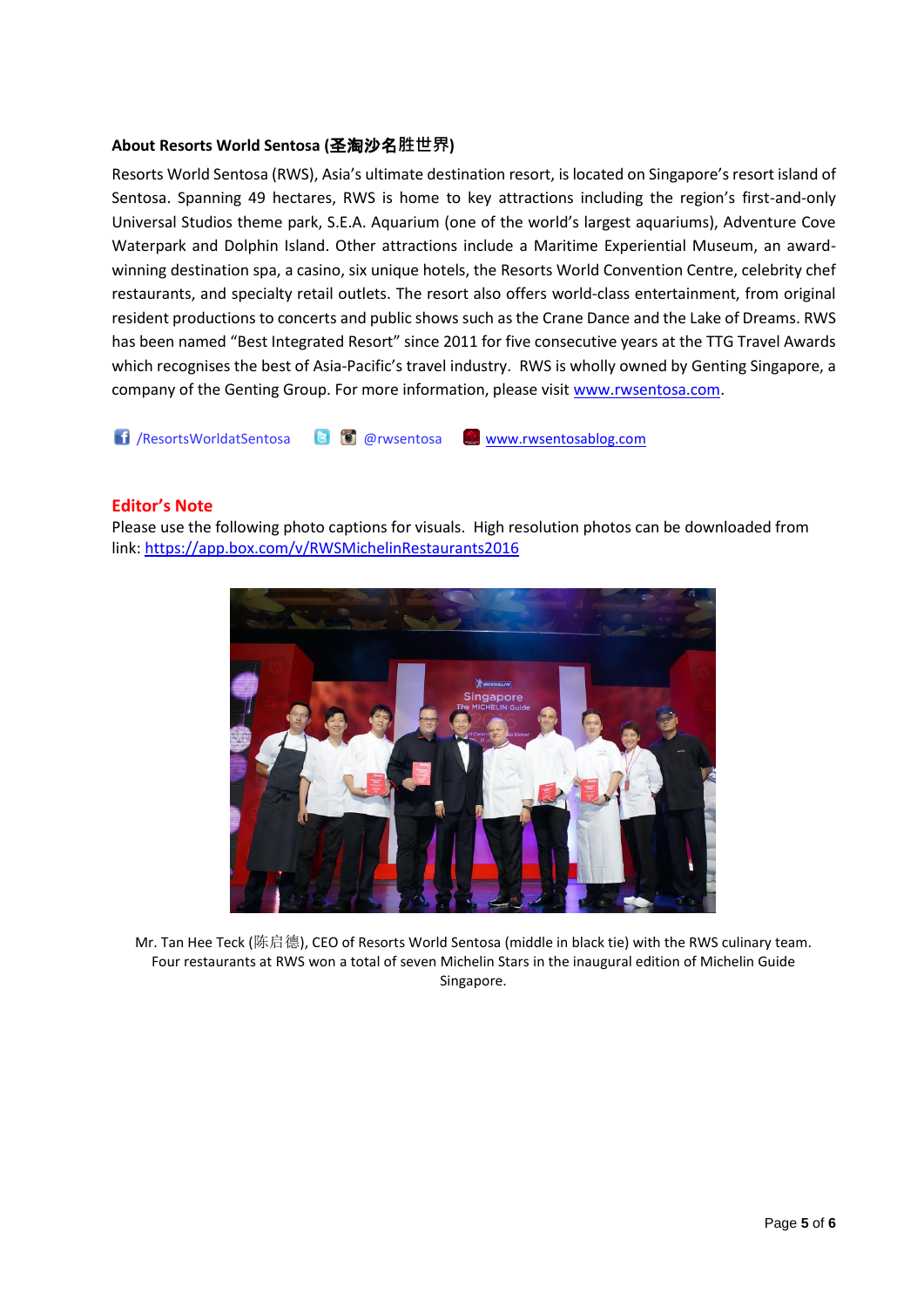**About Resorts World Sentosa (圣淘沙名胜世界)**

Resorts World Sentosa (RWS), Asia's ultimate destination resort, is located on Singapore's resort island of Sentosa. Spanning 49 hectares, RWS is home to key attractions including the region's first-and-only Universal Studios theme park, S.E.A. Aquarium (one of the world's largest aquariums), Adventure Cove Waterpark and Dolphin Island. Other attractions include a Maritime Experiential Museum, an award-winning destination spa, a casino, six unique hotels, the Resorts World Convention Centre, celebrity chef restaurants, and specialty retail outlets. The resort also offers world-class entertainment, from original resident productions to concerts and public shows such as the Crane Dance and the Lake of Dreams. RWS has been named "Best Integrated Resort" since 2011 for five consecutive years at the TTG Travel Awards which recognises the best of Asia-Pacific's travel industry. RWS is wholly owned by Genting Singapore, a company of the Genting Group. For more information, please visit www.rwsentosa.com.

/ResortsWorldatSentosa @rwsentosa www.rwsentosablog.com

## Editor's Note

Please use the following photo captions for visuals. High resolution photos can be downloaded from link: https://app.box.com/v/RWSMichelinRestaurants2016

Mr. Tan Hee Teck (陈启德), CEO of Resorts World Sentosa (middle in black tie) with the RWS culinary team. Four restaurants at RWS won a total of seven Michelin Stars in the inaugural edition of Michelin Guide Singapore.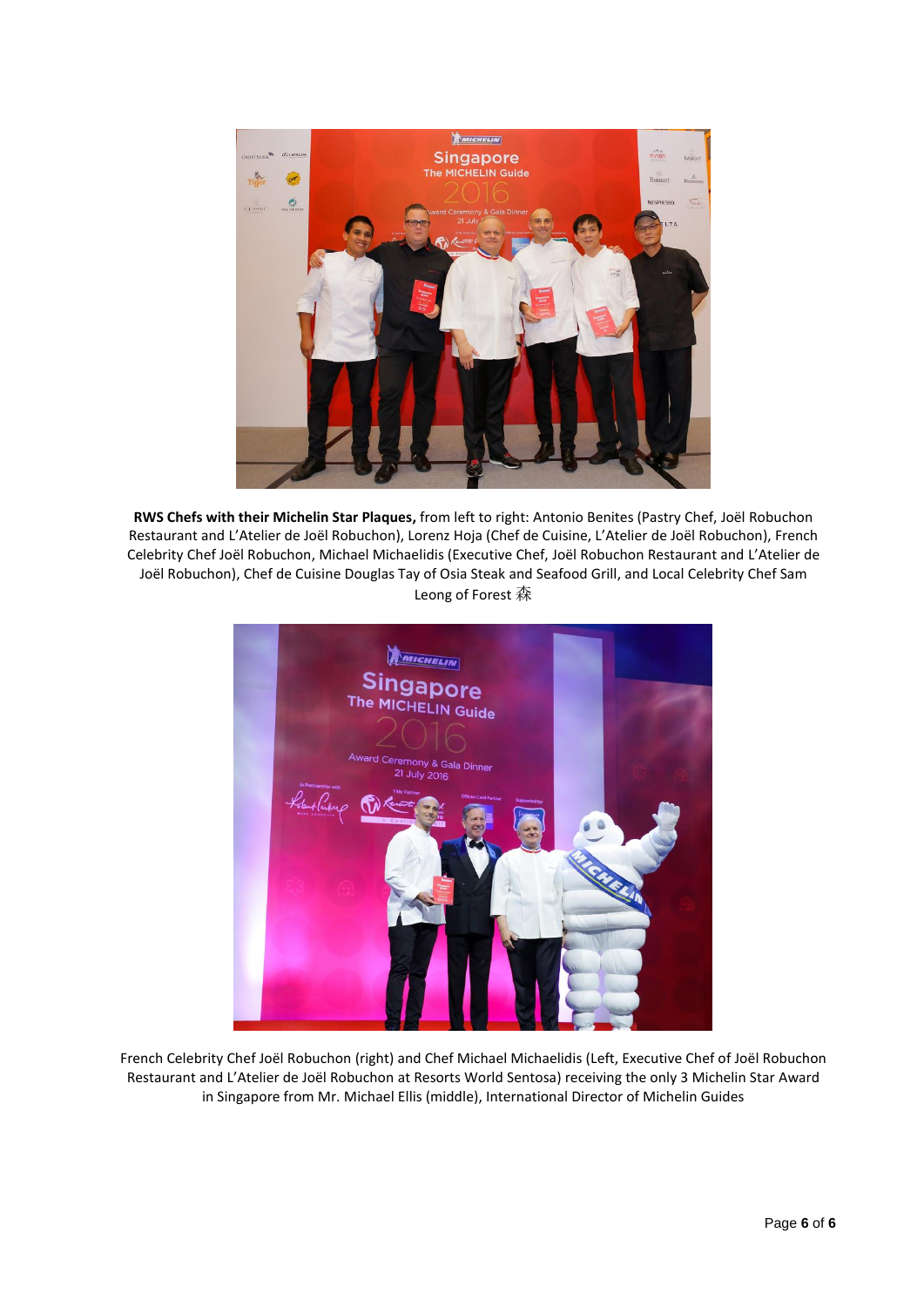**RWS Chefs with their Michelin Star Plaques,** from left to right: Antonio Benites (Pastry Chef, Joël Robuchon Restaurant and L'Atelier de Joël Robuchon), Lorenz Hoja (Chef de Cuisine, L'Atelier de Joël Robuchon), French Celebrity Chef Joël Robuchon, Michael Michaelidis (Executive Chef, Joël Robuchon Restaurant and L'Atelier de Joël Robuchon), Chef de Cuisine Douglas Tay of Osia Steak and Seafood Grill, and Local Celebrity Chef Sam Leong of Forest 森

French Celebrity Chef Joël Robuchon (right) and Chef Michael Michaelidis (Left, Executive Chef of Joël Robuchon Restaurant and L'Atelier de Joël Robuchon at Resorts World Sentosa) receiving the only 3 Michelin Star Award in Singapore from Mr. Michael Ellis (middle), International Director of Michelin Guides